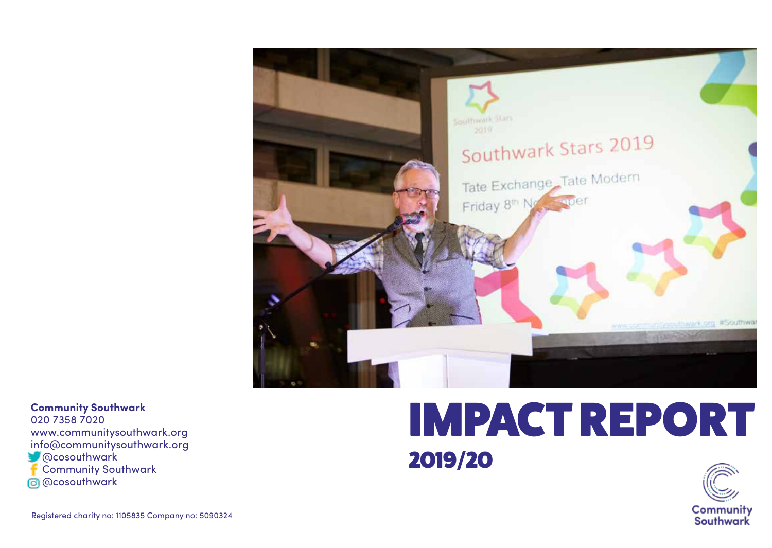# IMPACT REPORT

## 2019/20

**Community Southwark**
020 7358 7020
www.communitysouthwark.org
info@communitysouthwark.org
@cosouthwark
Community Southwark
@cosouthwark

Registered charity no: 1105835 Company no: 5090324

Community Southwark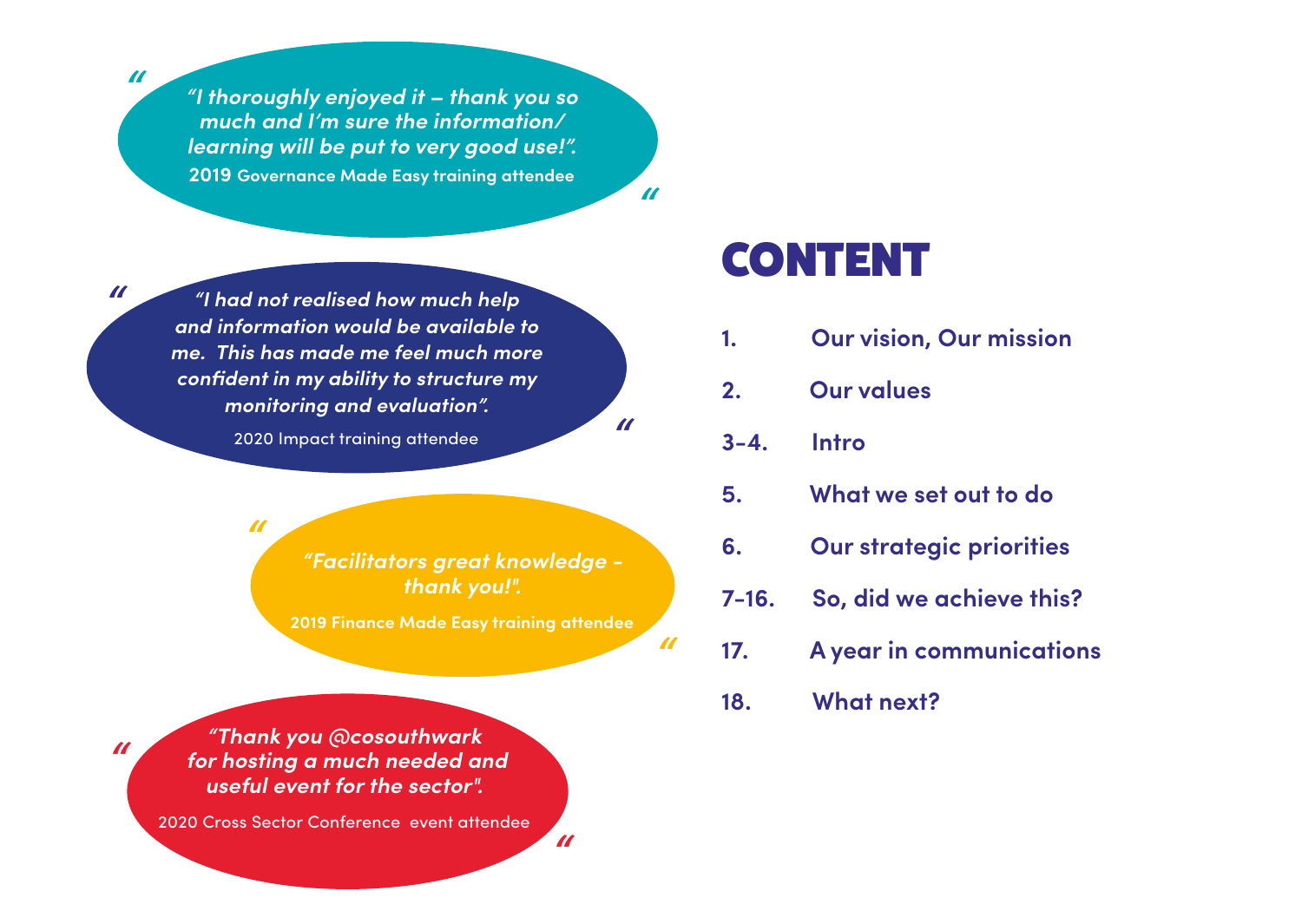> *"I thoroughly enjoyed it – thank you so much and I'm sure the information/ learning will be put to very good use!".*
>
> **2019 Governance Made Easy training attendee**

> *"I had not realised how much help and information would be available to me. This has made me feel much more confident in my ability to structure my monitoring and evaluation".*
>
> 2020 Impact training attendee

> *"Facilitators great knowledge - thank you!".*
>
> **2019 Finance Made Easy training attendee**

> *"Thank you @cosouthwark for hosting a much needed and useful event for the sector".*
>
> 2020 Cross Sector Conference event attendee

# CONTENT

| | |
|---|---|
| **1.** | **Our vision, Our mission** |
| **2.** | **Our values** |
| **3-4.** | **Intro** |
| **5.** | **What we set out to do** |
| **6.** | **Our strategic priorities** |
| **7-16.** | **So, did we achieve this?** |
| **17.** | **A year in communications** |
| **18.** | **What next?** |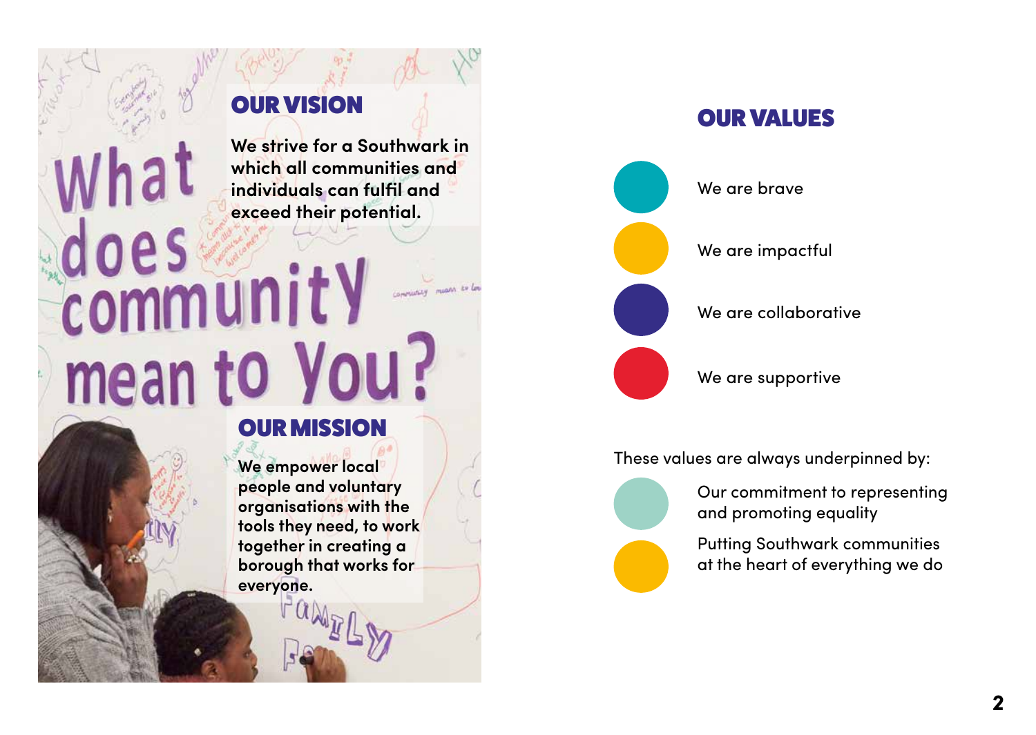## OUR VISION

**We strive for a Southwark in which all communities and individuals can fulfil and exceed their potential.**

What does community mean to You?

## OUR MISSION

**We empower local people and voluntary organisations with the tools they need, to work together in creating a borough that works for everyone.**

## OUR VALUES

- We are brave
- We are impactful
- We are collaborative
- We are supportive

These values are always underpinned by:

- Our commitment to representing and promoting equality
- Putting Southwark communities at the heart of everything we do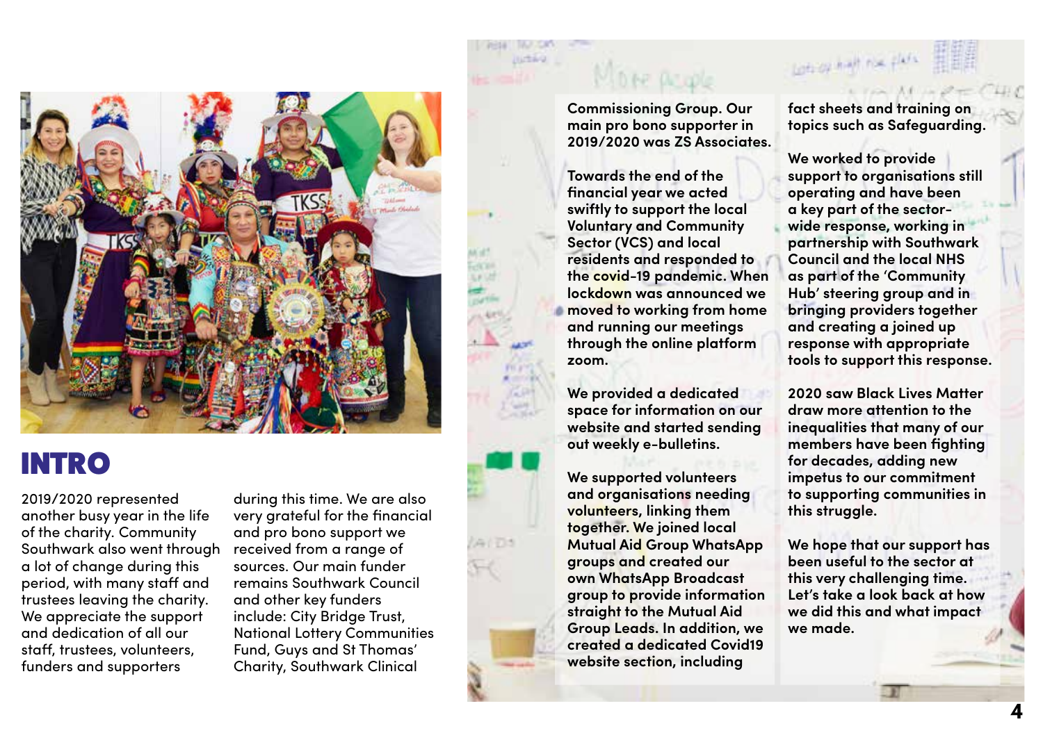# INTRO

2019/2020 represented another busy year in the life of the charity. Community Southwark also went through a lot of change during this period, with many staff and trustees leaving the charity. We appreciate the support and dedication of all our staff, trustees, volunteers, funders and supporters during this time. We are also very grateful for the financial and pro bono support we received from a range of sources. Our main funder remains Southwark Council and other key funders include: City Bridge Trust, National Lottery Communities Fund, Guys and St Thomas' Charity, Southwark Clinical Commissioning Group. Our main pro bono supporter in 2019/2020 was ZS Associates.

**Towards the end of the financial year we acted swiftly to support the local Voluntary and Community Sector (VCS) and local residents and responded to the covid-19 pandemic. When lockdown was announced we moved to working from home and running our meetings through the online platform zoom.**

**We provided a dedicated space for information on our website and started sending out weekly e-bulletins.**

**We supported volunteers and organisations needing volunteers, linking them together. We joined local Mutual Aid Group WhatsApp groups and created our own WhatsApp Broadcast group to provide information straight to the Mutual Aid Group Leads. In addition, we created a dedicated Covid19 website section, including fact sheets and training on topics such as Safeguarding.**

**We worked to provide support to organisations still operating and have been a key part of the sector-wide response, working in partnership with Southwark Council and the local NHS as part of the 'Community Hub' steering group and in bringing providers together and creating a joined up response with appropriate tools to support this response.**

**2020 saw Black Lives Matter draw more attention to the inequalities that many of our members have been fighting for decades, adding new impetus to our commitment to supporting communities in this struggle.**

**We hope that our support has been useful to the sector at this very challenging time. Let's take a look back at how we did this and what impact we made.**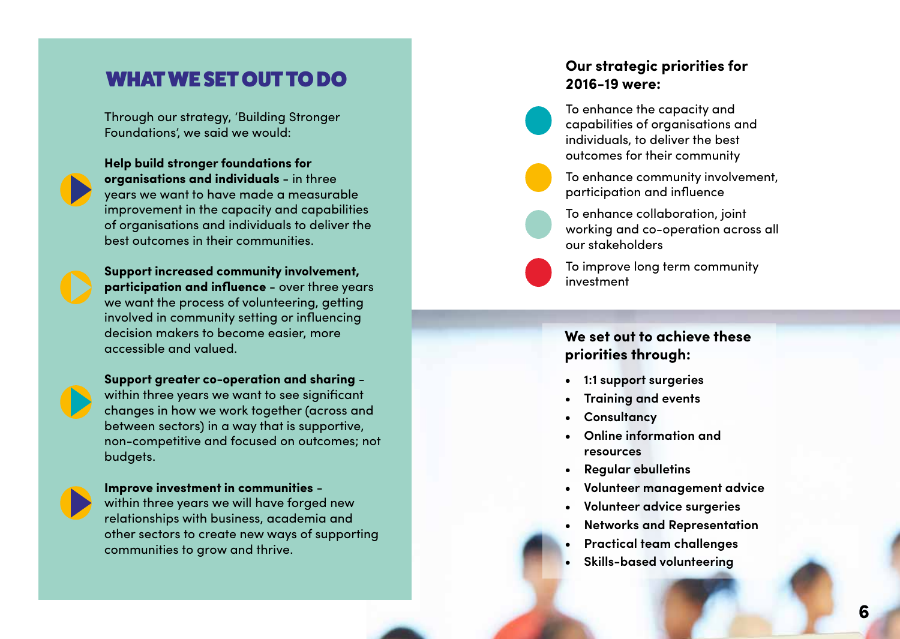# WHAT WE SET OUT TO DO

Through our strategy, 'Building Stronger Foundations', we said we would:

**Help build stronger foundations for organisations and individuals** - in three years we want to have made a measurable improvement in the capacity and capabilities of organisations and individuals to deliver the best outcomes in their communities.

**Support increased community involvement, participation and influence** - over three years we want the process of volunteering, getting involved in community setting or influencing decision makers to become easier, more accessible and valued.

**Support greater co-operation and sharing** - within three years we want to see significant changes in how we work together (across and between sectors) in a way that is supportive, non-competitive and focused on outcomes; not budgets.

**Improve investment in communities** - within three years we will have forged new relationships with business, academia and other sectors to create new ways of supporting communities to grow and thrive.

### Our strategic priorities for 2016-19 were:

- To enhance the capacity and capabilities of organisations and individuals, to deliver the best outcomes for their community
- To enhance community involvement, participation and influence
- To enhance collaboration, joint working and co-operation across all our stakeholders
- To improve long term community investment

### We set out to achieve these priorities through:

- **1:1 support surgeries**
- **Training and events**
- **Consultancy**
- **Online information and resources**
- **Regular ebulletins**
- **Volunteer management advice**
- **Volunteer advice surgeries**
- **Networks and Representation**
- **Practical team challenges**
- **Skills-based volunteering**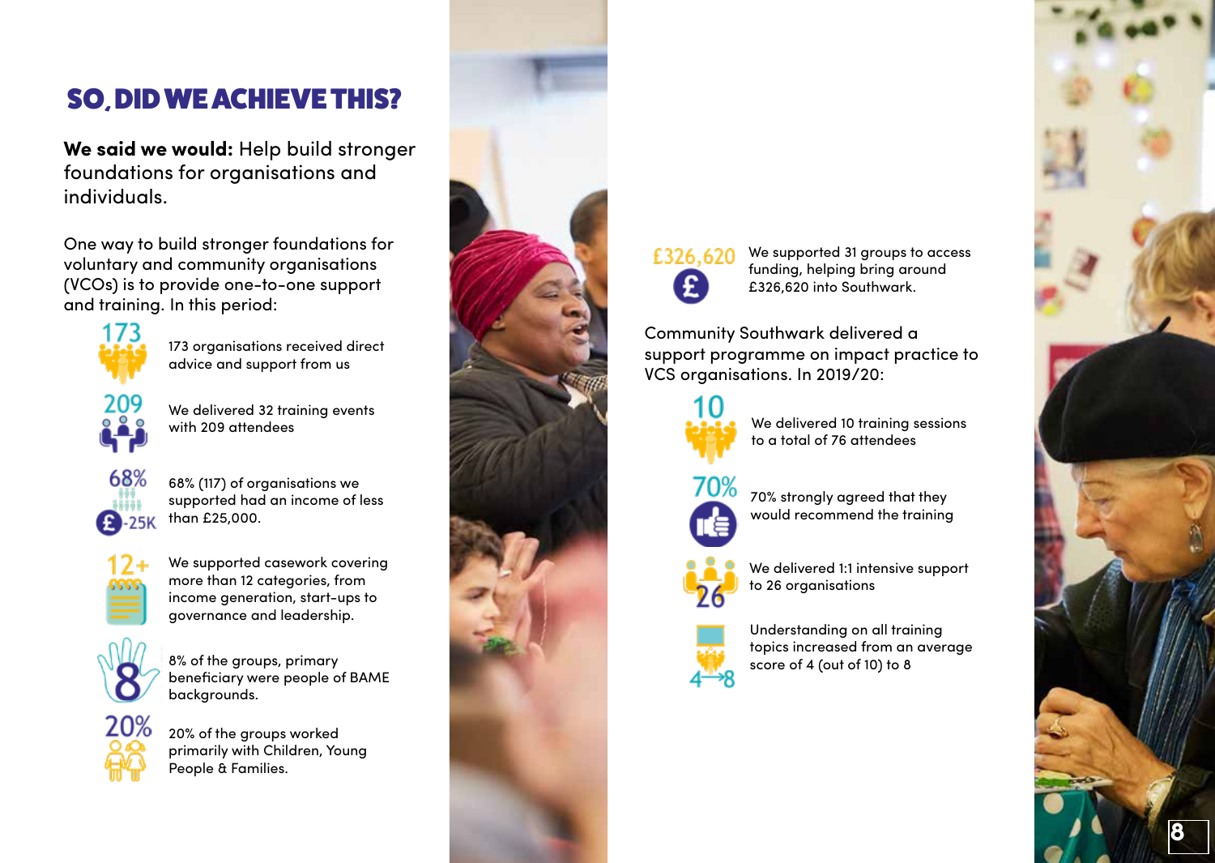# SO, DID WE ACHIEVE THIS?

**We said we would:** Help build stronger foundations for organisations and individuals.

One way to build stronger foundations for voluntary and community organisations (VCOs) is to provide one-to-one support and training. In this period:

- **173** — 173 organisations received direct advice and support from us
- **209** — We delivered 32 training events with 209 attendees
- **68%** — 68% (117) of organisations we supported had an income of less than £25,000.
- **12+** — We supported casework covering more than 12 categories, from income generation, start-ups to governance and leadership.
- **8** — 8% of the groups, primary beneficiary were people of BAME backgrounds.
- **20%** — 20% of the groups worked primarily with Children, Young People & Families.
- **£326,620** — We supported 31 groups to access funding, helping bring around £326,620 into Southwark.

Community Southwark delivered a support programme on impact practice to VCS organisations. In 2019/20:

- **10** — We delivered 10 training sessions to a total of 76 attendees
- **70%** — 70% strongly agreed that they would recommend the training
- **26** — We delivered 1:1 intensive support to 26 organisations
- **4→8** — Understanding on all training topics increased from an average score of 4 (out of 10) to 8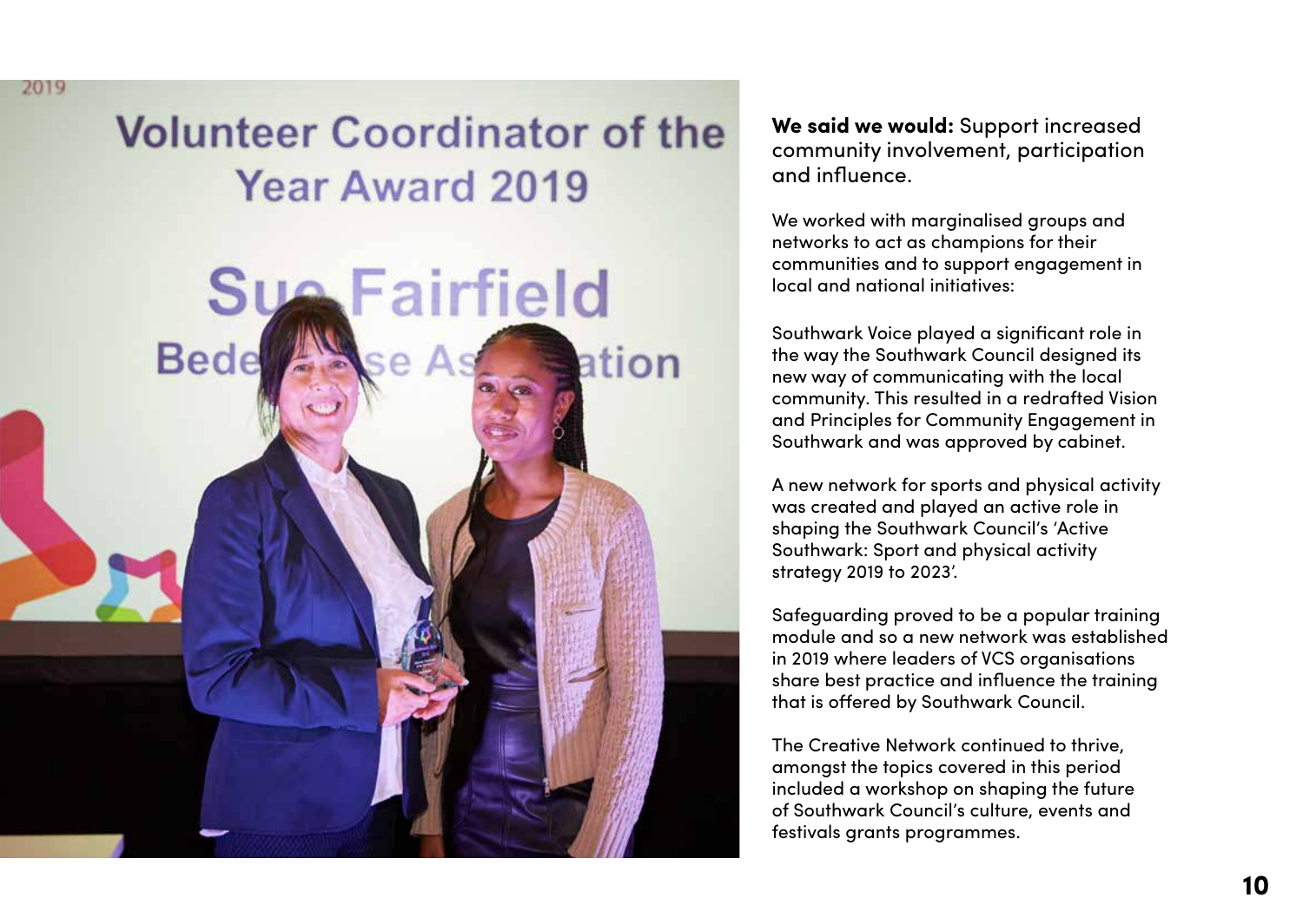**We said we would:** Support increased community involvement, participation and influence.

We worked with marginalised groups and networks to act as champions for their communities and to support engagement in local and national initiatives:

Southwark Voice played a significant role in the way the Southwark Council designed its new way of communicating with the local community. This resulted in a redrafted Vision and Principles for Community Engagement in Southwark and was approved by cabinet.

A new network for sports and physical activity was created and played an active role in shaping the Southwark Council's 'Active Southwark: Sport and physical activity strategy 2019 to 2023'.

Safeguarding proved to be a popular training module and so a new network was established in 2019 where leaders of VCS organisations share best practice and influence the training that is offered by Southwark Council.

The Creative Network continued to thrive, amongst the topics covered in this period included a workshop on shaping the future of Southwark Council's culture, events and festivals grants programmes.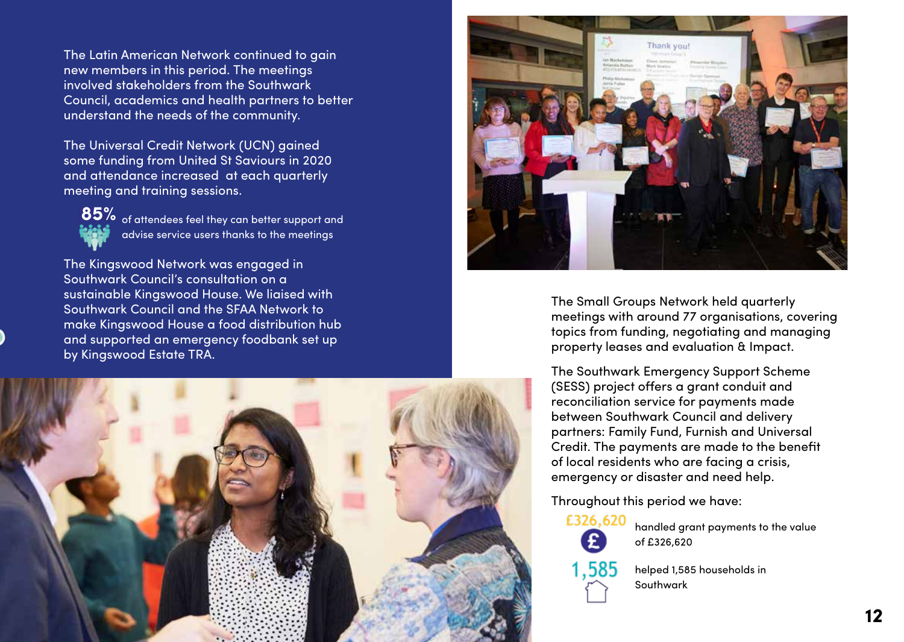The Latin American Network continued to gain new members in this period. The meetings involved stakeholders from the Southwark Council, academics and health partners to better understand the needs of the community.

The Universal Credit Network (UCN) gained some funding from United St Saviours in 2020 and attendance increased at each quarterly meeting and training sessions.

**85%** of attendees feel they can better support and advise service users thanks to the meetings

The Kingswood Network was engaged in Southwark Council's consultation on a sustainable Kingswood House. We liaised with Southwark Council and the SFAA Network to make Kingswood House a food distribution hub and supported an emergency foodbank set up by Kingswood Estate TRA.

The Small Groups Network held quarterly meetings with around 77 organisations, covering topics from funding, negotiating and managing property leases and evaluation & Impact.

The Southwark Emergency Support Scheme (SESS) project offers a grant conduit and reconciliation service for payments made between Southwark Council and delivery partners: Family Fund, Furnish and Universal Credit. The payments are made to the benefit of local residents who are facing a crisis, emergency or disaster and need help.

Throughout this period we have:

**£326,620** handled grant payments to the value of £326,620

**1,585** helped 1,585 households in Southwark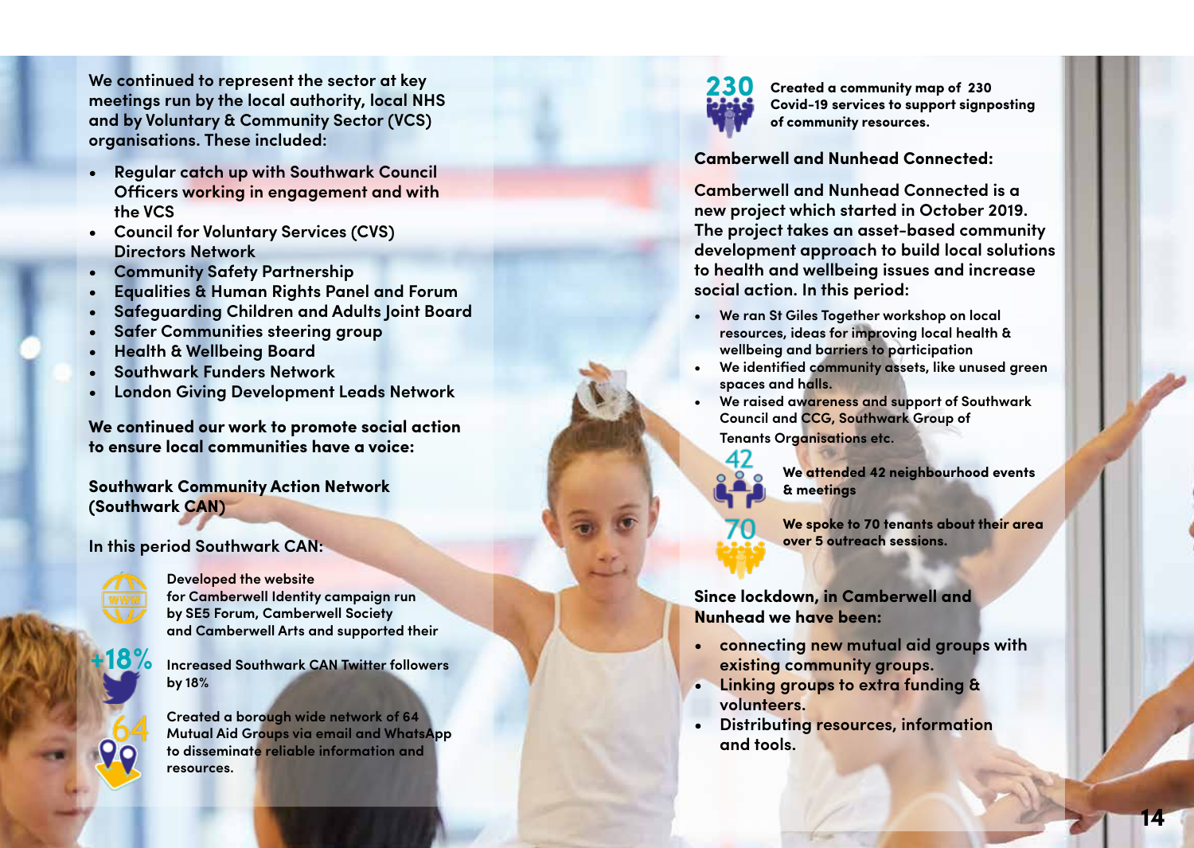We continued to represent the sector at key meetings run by the local authority, local NHS and by Voluntary & Community Sector (VCS) organisations. These included:

- Regular catch up with Southwark Council Officers working in engagement and with the VCS
- Council for Voluntary Services (CVS) Directors Network
- Community Safety Partnership
- Equalities & Human Rights Panel and Forum
- Safeguarding Children and Adults Joint Board
- Safer Communities steering group
- Health & Wellbeing Board
- Southwark Funders Network
- London Giving Development Leads Network

**We continued our work to promote social action to ensure local communities have a voice:**

**Southwark Community Action Network (Southwark CAN)**

In this period Southwark CAN:

Developed the website for Camberwell Identity campaign run by SE5 Forum, Camberwell Society and Camberwell Arts and supported their

+18% Increased Southwark CAN Twitter followers by 18%

64 Created a borough wide network of 64 Mutual Aid Groups via email and WhatsApp to disseminate reliable information and resources.

230 Created a community map of 230 Covid-19 services to support signposting of community resources.

**Camberwell and Nunhead Connected:**

Camberwell and Nunhead Connected is a new project which started in October 2019. The project takes an asset-based community development approach to build local solutions to health and wellbeing issues and increase social action. In this period:

- We ran St Giles Together workshop on local resources, ideas for improving local health & wellbeing and barriers to participation
- We identified community assets, like unused green spaces and halls.
- We raised awareness and support of Southwark Council and CCG, Southwark Group of Tenants Organisations etc.

42 We attended 42 neighbourhood events & meetings

70 We spoke to 70 tenants about their area over 5 outreach sessions.

**Since lockdown, in Camberwell and Nunhead we have been:**

- connecting new mutual aid groups with existing community groups.
- Linking groups to extra funding & volunteers.
- Distributing resources, information and tools.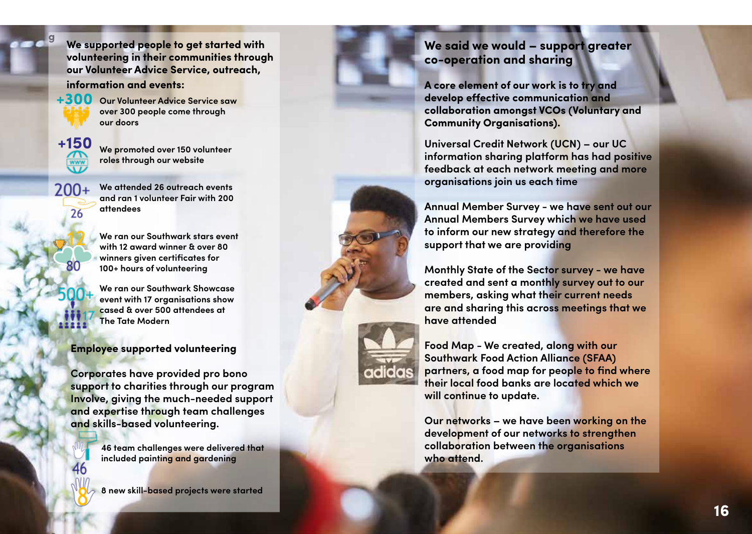We supported people to get started with volunteering in their communities through our Volunteer Advice Service, outreach, information and events:

- **+300** Our Volunteer Advice Service saw over 300 people come through our doors
- **+150** We promoted over 150 volunteer roles through our website
- **200+ / 26** We attended 26 outreach events and ran 1 volunteer Fair with 200 attendees
- **12 / 80** We ran our Southwark stars event with 12 award winner & over 80 winners given certificates for 100+ hours of volunteering
- **500+ / 17** We ran our Southwark Showcase event with 17 organisations show cased & over 500 attendees at The Tate Modern

### Employee supported volunteering

Corporates have provided pro bono support to charities through our program Involve, giving the much-needed support and expertise through team challenges and skills-based volunteering.

- **46** 46 team challenges were delivered that included painting and gardening
- **8** 8 new skill-based projects were started

## We said we would – support greater co-operation and sharing

**A core element of our work is to try and develop effective communication and collaboration amongst VCOs (Voluntary and Community Organisations).**

Universal Credit Network (UCN) – our UC information sharing platform has had positive feedback at each network meeting and more organisations join us each time

Annual Member Survey - we have sent out our Annual Members Survey which we have used to inform our new strategy and therefore the support that we are providing

Monthly State of the Sector survey - we have created and sent a monthly survey out to our members, asking what their current needs are and sharing this across meetings that we have attended

Food Map - We created, along with our Southwark Food Action Alliance (SFAA) partners, a food map for people to find where their local food banks are located which we will continue to update.

Our networks – we have been working on the development of our networks to strengthen collaboration between the organisations who attend.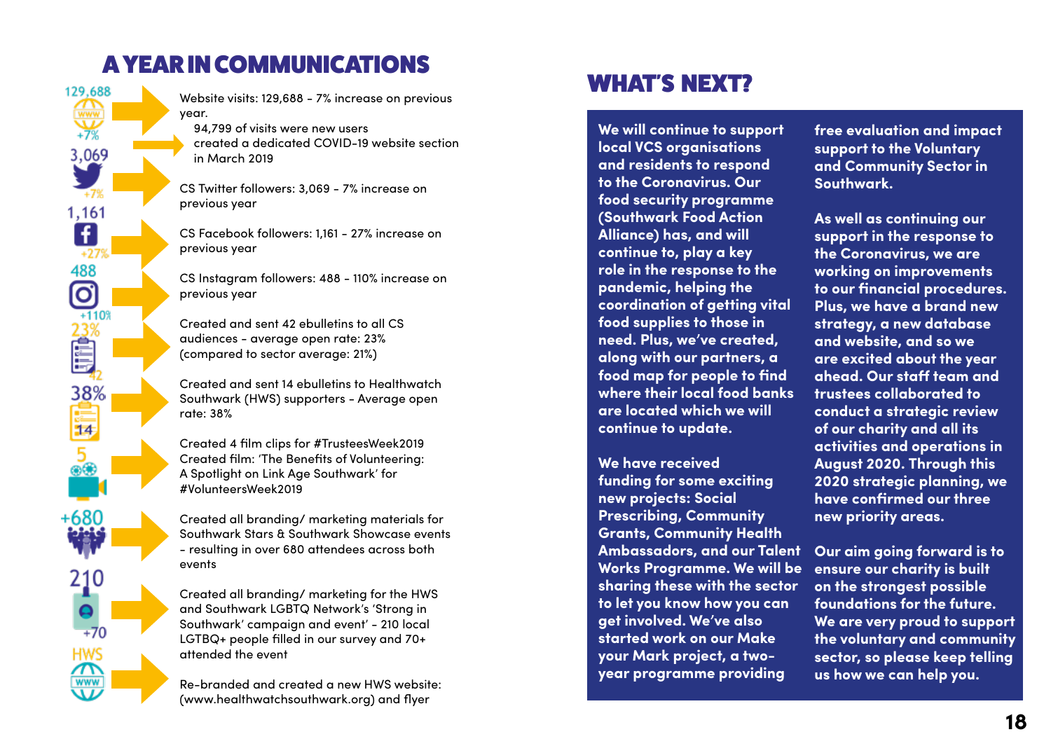# A YEAR IN COMMUNICATIONS

129,688 +7%

Website visits: 129,688 - 7% increase on previous year.

94,799 of visits were new users
created a dedicated COVID-19 website section in March 2019

3,069 +7%

CS Twitter followers: 3,069 - 7% increase on previous year

1,161 +27%

CS Facebook followers: 1,161 - 27% increase on previous year

488 +110%

CS Instagram followers: 488 - 110% increase on previous year

23% 42

Created and sent 42 ebulletins to all CS audiences - average open rate: 23% (compared to sector average: 21%)

38% 14

Created and sent 14 ebulletins to Healthwatch Southwark (HWS) supporters - Average open rate: 38%

5

Created 4 film clips for #TrusteesWeek2019
Created film: 'The Benefits of Volunteering: A Spotlight on Link Age Southwark' for #VolunteersWeek2019

+680

Created all branding/ marketing materials for Southwark Stars & Southwark Showcase events - resulting in over 680 attendees across both events

210 +70

Created all branding/ marketing for the HWS and Southwark LGBTQ Network's 'Strong in Southwark' campaign and event' - 210 local LGTBQ+ people filled in our survey and 70+ attended the event

HWS

Re-branded and created a new HWS website: (www.healthwatchsouthwark.org) and flyer

# WHAT'S NEXT?

**We will continue to support local VCS organisations and residents to respond to the Coronavirus. Our food security programme (Southwark Food Action Alliance) has, and will continue to, play a key role in the response to the pandemic, helping the coordination of getting vital food supplies to those in need. Plus, we've created, along with our partners, a food map for people to find where their local food banks are located which we will continue to update.**

**We have received funding for some exciting new projects: Social Prescribing, Community Grants, Community Health Ambassadors, and our Talent Works Programme. We will be sharing these with the sector to let you know how you can get involved. We've also started work on our Make your Mark project, a two-year programme providing free evaluation and impact support to the Voluntary and Community Sector in Southwark.**

**As well as continuing our support in the response to the Coronavirus, we are working on improvements to our financial procedures. Plus, we have a brand new strategy, a new database and website, and so we are excited about the year ahead. Our staff team and trustees collaborated to conduct a strategic review of our charity and all its activities and operations in August 2020. Through this 2020 strategic planning, we have confirmed our three new priority areas.**

**Our aim going forward is to ensure our charity is built on the strongest possible foundations for the future. We are very proud to support the voluntary and community sector, so please keep telling us how we can help you.**